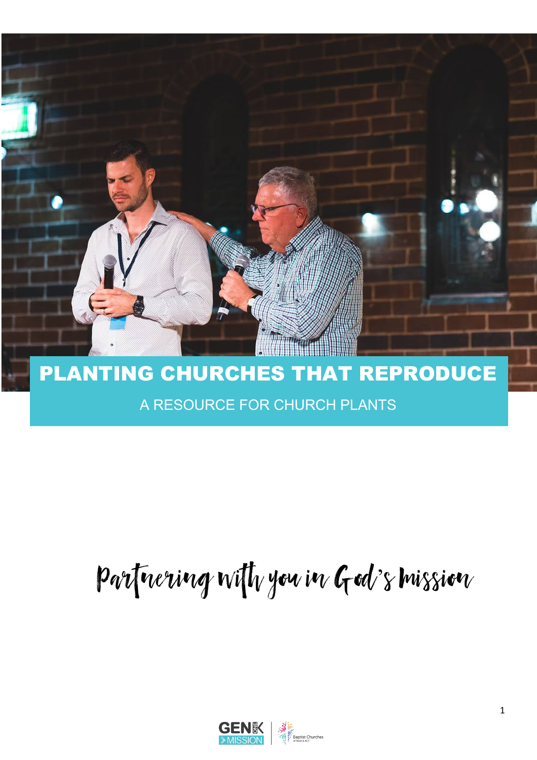# PLANTING CHURCHES THAT REPRODUCE

A RESOURCE FOR CHURCH PLANTS

*Partnering with you in God's mission*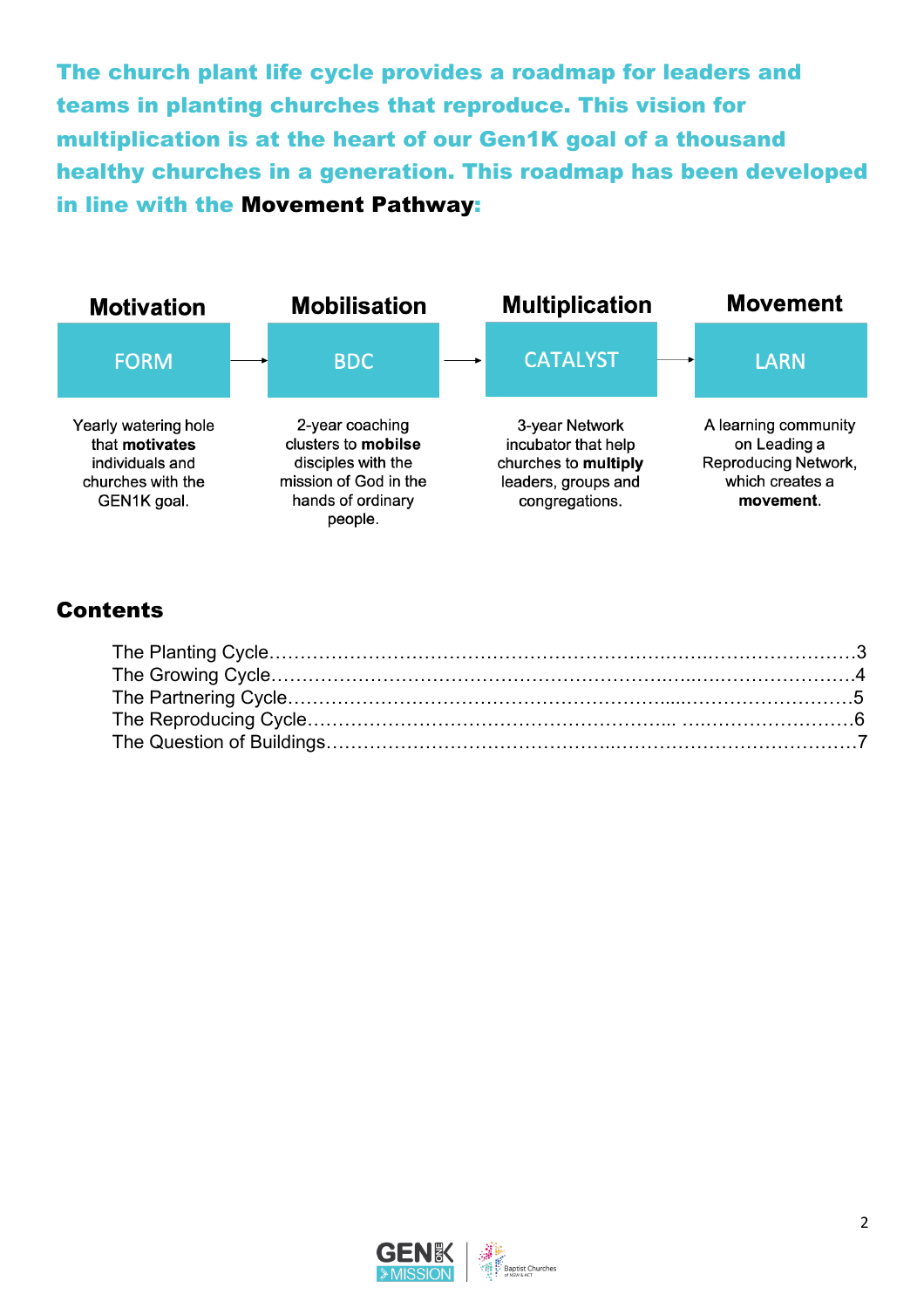**The church plant life cycle provides a roadmap for leaders and teams in planting churches that reproduce. This vision for multiplication is at the heart of our Gen1K goal of a thousand healthy churches in a generation. This roadmap has been developed in line with the Movement Pathway:**

| Motivation | Mobilisation | Multiplication | Movement |
|---|---|---|---|
| FORM | BDC | CATALYST | LARN |
| Yearly watering hole that **motivates** individuals and churches with the GEN1K goal. | 2-year coaching clusters to **mobilse** disciples with the mission of God in the hands of ordinary people. | 3-year Network incubator that help churches to **multiply** leaders, groups and congregations. | A learning community on Leading a Reproducing Network, which creates a **movement**. |

## Contents

- The Planting Cycle……………………………………………………………………3
- The Growing Cycle……………………………………………………………………4
- The Partnering Cycle…………………………………………………………………5
- The Reproducing Cycle………………………………………………………………6
- The Question of Buildings……………………………………………………………7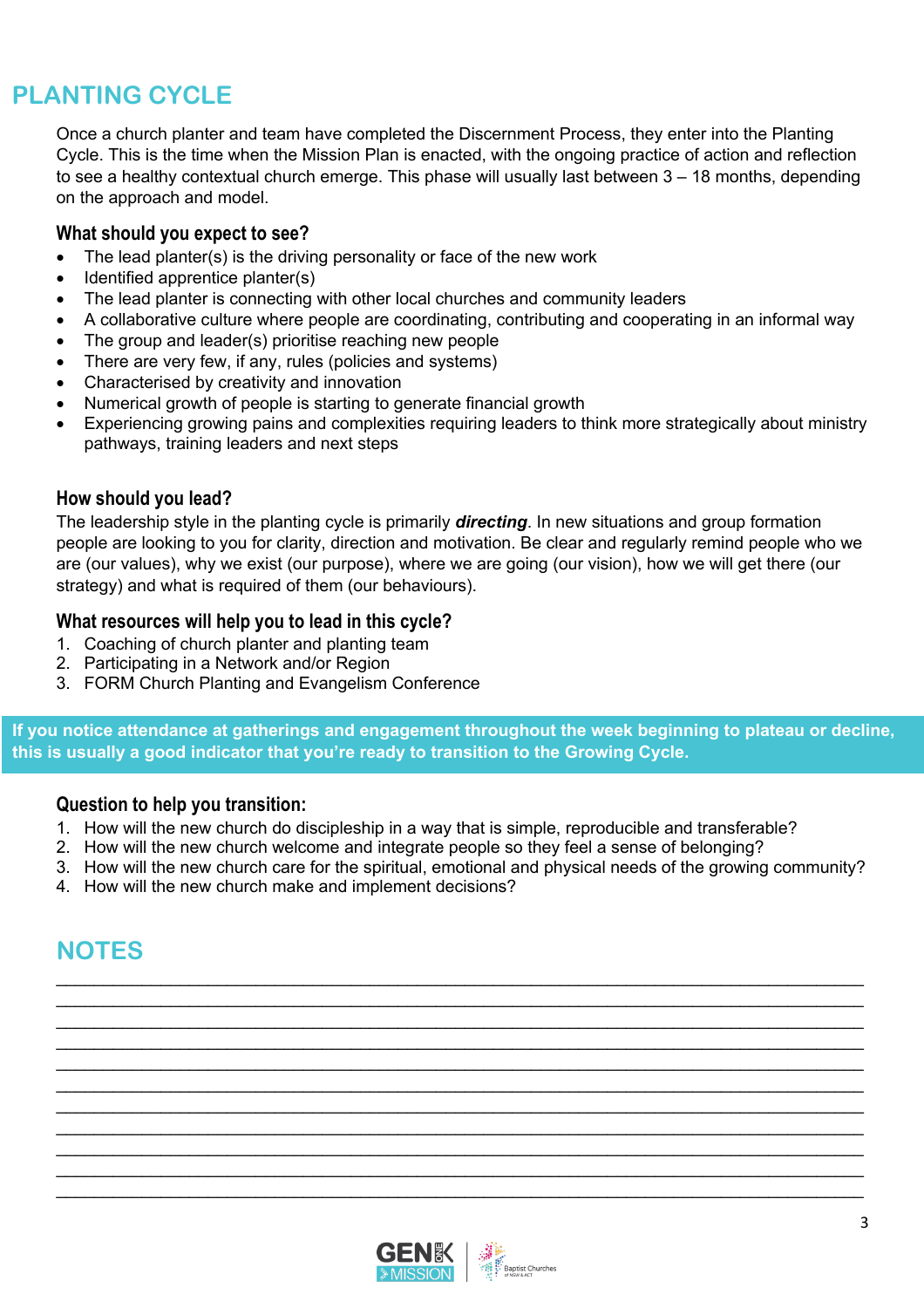# PLANTING CYCLE

Once a church planter and team have completed the Discernment Process, they enter into the Planting Cycle. This is the time when the Mission Plan is enacted, with the ongoing practice of action and reflection to see a healthy contextual church emerge. This phase will usually last between 3 – 18 months, depending on the approach and model.

### What should you expect to see?

- The lead planter(s) is the driving personality or face of the new work
- Identified apprentice planter(s)
- The lead planter is connecting with other local churches and community leaders
- A collaborative culture where people are coordinating, contributing and cooperating in an informal way
- The group and leader(s) prioritise reaching new people
- There are very few, if any, rules (policies and systems)
- Characterised by creativity and innovation
- Numerical growth of people is starting to generate financial growth
- Experiencing growing pains and complexities requiring leaders to think more strategically about ministry pathways, training leaders and next steps

### How should you lead?

The leadership style in the planting cycle is primarily ***directing***. In new situations and group formation people are looking to you for clarity, direction and motivation. Be clear and regularly remind people who we are (our values), why we exist (our purpose), where we are going (our vision), how we will get there (our strategy) and what is required of them (our behaviours).

### What resources will help you to lead in this cycle?

1. Coaching of church planter and planting team
2. Participating in a Network and/or Region
3. FORM Church Planting and Evangelism Conference

**If you notice attendance at gatherings and engagement throughout the week beginning to plateau or decline, this is usually a good indicator that you're ready to transition to the Growing Cycle.**

### Question to help you transition:

1. How will the new church do discipleship in a way that is simple, reproducible and transferable?
2. How will the new church welcome and integrate people so they feel a sense of belonging?
3. How will the new church care for the spiritual, emotional and physical needs of the growing community?
4. How will the new church make and implement decisions?

## NOTES

_______________________________________________________________________________

_______________________________________________________________________________

_______________________________________________________________________________

_______________________________________________________________________________

_______________________________________________________________________________

_______________________________________________________________________________

_______________________________________________________________________________

_______________________________________________________________________________

_______________________________________________________________________________

_______________________________________________________________________________

_______________________________________________________________________________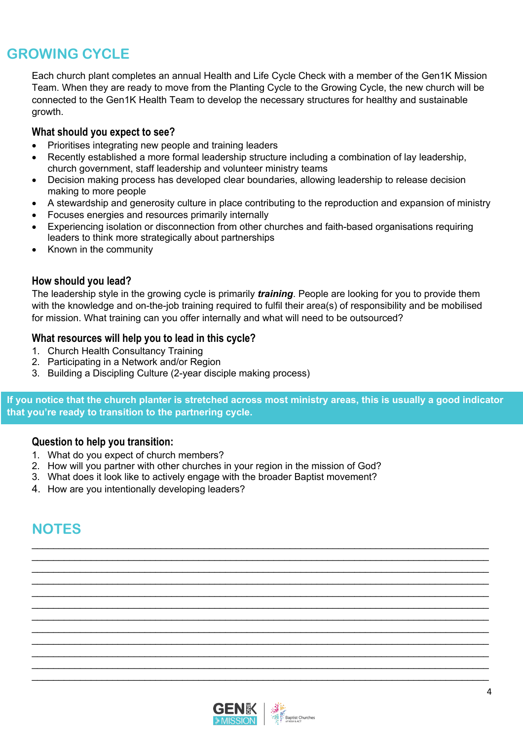## GROWING CYCLE

Each church plant completes an annual Health and Life Cycle Check with a member of the Gen1K Mission Team. When they are ready to move from the Planting Cycle to the Growing Cycle, the new church will be connected to the Gen1K Health Team to develop the necessary structures for healthy and sustainable growth.

### What should you expect to see?

- Prioritises integrating new people and training leaders
- Recently established a more formal leadership structure including a combination of lay leadership, church government, staff leadership and volunteer ministry teams
- Decision making process has developed clear boundaries, allowing leadership to release decision making to more people
- A stewardship and generosity culture in place contributing to the reproduction and expansion of ministry
- Focuses energies and resources primarily internally
- Experiencing isolation or disconnection from other churches and faith-based organisations requiring leaders to think more strategically about partnerships
- Known in the community

### How should you lead?

The leadership style in the growing cycle is primarily ***training***. People are looking for you to provide them with the knowledge and on-the-job training required to fulfil their area(s) of responsibility and be mobilised for mission. What training can you offer internally and what will need to be outsourced?

### What resources will help you to lead in this cycle?

1. Church Health Consultancy Training
2. Participating in a Network and/or Region
3. Building a Discipling Culture (2-year disciple making process)

**If you notice that the church planter is stretched across most ministry areas, this is usually a good indicator that you're ready to transition to the partnering cycle.**

### Question to help you transition:

1. What do you expect of church members?
2. How will you partner with other churches in your region in the mission of God?
3. What does it look like to actively engage with the broader Baptist movement?
4. How are you intentionally developing leaders?

## NOTES

____________________________________________________________________________
____________________________________________________________________________
____________________________________________________________________________
____________________________________________________________________________
____________________________________________________________________________
____________________________________________________________________________
____________________________________________________________________________
____________________________________________________________________________
____________________________________________________________________________
____________________________________________________________________________
____________________________________________________________________________
____________________________________________________________________________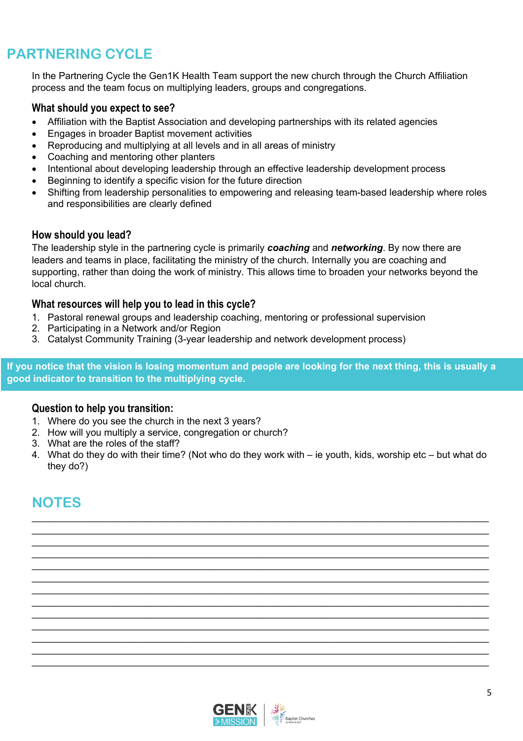## PARTNERING CYCLE

In the Partnering Cycle the Gen1K Health Team support the new church through the Church Affiliation process and the team focus on multiplying leaders, groups and congregations.

### What should you expect to see?

- Affiliation with the Baptist Association and developing partnerships with its related agencies
- Engages in broader Baptist movement activities
- Reproducing and multiplying at all levels and in all areas of ministry
- Coaching and mentoring other planters
- Intentional about developing leadership through an effective leadership development process
- Beginning to identify a specific vision for the future direction
- Shifting from leadership personalities to empowering and releasing team-based leadership where roles and responsibilities are clearly defined

### How should you lead?

The leadership style in the partnering cycle is primarily ***coaching*** and ***networking***. By now there are leaders and teams in place, facilitating the ministry of the church. Internally you are coaching and supporting, rather than doing the work of ministry. This allows time to broaden your networks beyond the local church.

### What resources will help you to lead in this cycle?

1. Pastoral renewal groups and leadership coaching, mentoring or professional supervision
2. Participating in a Network and/or Region
3. Catalyst Community Training (3-year leadership and network development process)

**If you notice that the vision is losing momentum and people are looking for the next thing, this is usually a good indicator to transition to the multiplying cycle.**

### Question to help you transition:

1. Where do you see the church in the next 3 years?
2. How will you multiply a service, congregation or church?
3. What are the roles of the staff?
4. What do they do with their time? (Not who do they work with – ie youth, kids, worship etc – but what do they do?)

## NOTES

_____________________________________________________________________________
_____________________________________________________________________________
_____________________________________________________________________________
_____________________________________________________________________________
_____________________________________________________________________________
_____________________________________________________________________________
_____________________________________________________________________________
_____________________________________________________________________________
_____________________________________________________________________________
_____________________________________________________________________________
_____________________________________________________________________________
_____________________________________________________________________________
_____________________________________________________________________________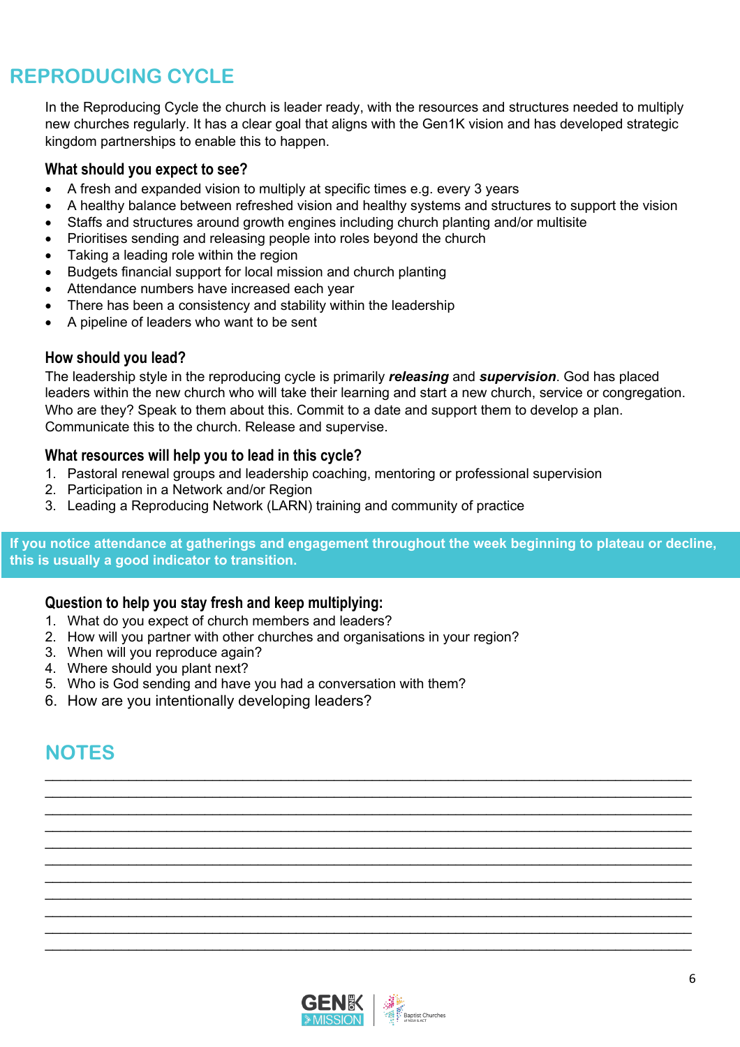# REPRODUCING CYCLE

In the Reproducing Cycle the church is leader ready, with the resources and structures needed to multiply new churches regularly. It has a clear goal that aligns with the Gen1K vision and has developed strategic kingdom partnerships to enable this to happen.

### What should you expect to see?

- A fresh and expanded vision to multiply at specific times e.g. every 3 years
- A healthy balance between refreshed vision and healthy systems and structures to support the vision
- Staffs and structures around growth engines including church planting and/or multisite
- Prioritises sending and releasing people into roles beyond the church
- Taking a leading role within the region
- Budgets financial support for local mission and church planting
- Attendance numbers have increased each year
- There has been a consistency and stability within the leadership
- A pipeline of leaders who want to be sent

### How should you lead?

The leadership style in the reproducing cycle is primarily ***releasing*** and ***supervision***. God has placed leaders within the new church who will take their learning and start a new church, service or congregation. Who are they? Speak to them about this. Commit to a date and support them to develop a plan. Communicate this to the church. Release and supervise.

### What resources will help you to lead in this cycle?

1. Pastoral renewal groups and leadership coaching, mentoring or professional supervision
2. Participation in a Network and/or Region
3. Leading a Reproducing Network (LARN) training and community of practice

**If you notice attendance at gatherings and engagement throughout the week beginning to plateau or decline, this is usually a good indicator to transition.**

### Question to help you stay fresh and keep multiplying:

1. What do you expect of church members and leaders?
2. How will you partner with other churches and organisations in your region?
3. When will you reproduce again?
4. Where should you plant next?
5. Who is God sending and have you had a conversation with them?
6. How are you intentionally developing leaders?

## NOTES

______________________________________________________________________________
______________________________________________________________________________
______________________________________________________________________________
______________________________________________________________________________
______________________________________________________________________________
______________________________________________________________________________
______________________________________________________________________________
______________________________________________________________________________
______________________________________________________________________________
______________________________________________________________________________
______________________________________________________________________________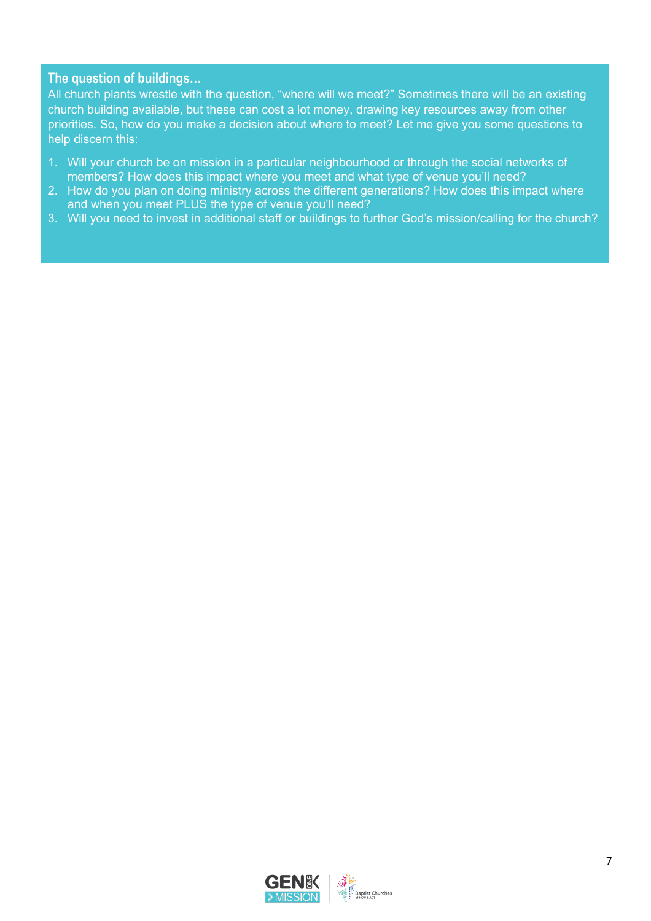**The question of buildings…**

All church plants wrestle with the question, "where will we meet?" Sometimes there will be an existing church building available, but these can cost a lot money, drawing key resources away from other priorities. So, how do you make a decision about where to meet? Let me give you some questions to help discern this:

1. Will your church be on mission in a particular neighbourhood or through the social networks of members? How does this impact where you meet and what type of venue you'll need?
2. How do you plan on doing ministry across the different generations? How does this impact where and when you meet PLUS the type of venue you'll need?
3. Will you need to invest in additional staff or buildings to further God's mission/calling for the church?